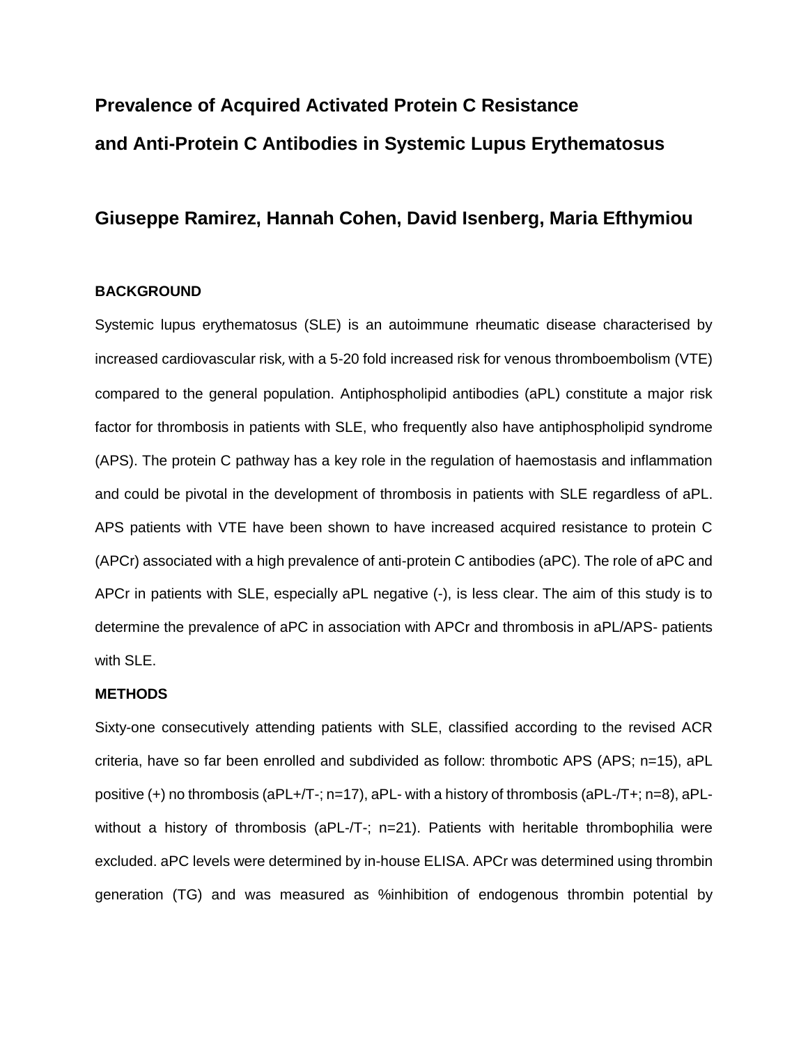# Prevalence of Acquired Activated Protein C Resistance and Anti-Protein C Antibodies in Systemic Lupus Erythematosus

## Giuseppe Ramirez, Hannah Cohen, David Isenberg, Maria Efthymiou

### BACKGROUND

Systemic lupus erythematosus (SLE) is an autoimmune rheumatic disease characterised by increased cardiovascular risk, with a 5-20 fold increased risk for venous thromboembolism (VTE) compared to the general population. Antiphospholipid antibodies (aPL) constitute a major risk factor for thrombosis in patients with SLE, who frequently also have antiphospholipid syndrome (APS). The protein C pathway has a key role in the regulation of haemostasis and inflammation and could be pivotal in the development of thrombosis in patients with SLE regardless of aPL. APS patients with VTE have been shown to have increased acquired resistance to protein C (APCr) associated with a high prevalence of anti-protein C antibodies (aPC). The role of aPC and APCr in patients with SLE, especially aPL negative (-), is less clear. The aim of this study is to determine the prevalence of aPC in association with APCr and thrombosis in aPL/APS- patients with SLE.

### METHODS

Sixty-one consecutively attending patients with SLE, classified according to the revised ACR criteria, have so far been enrolled and subdivided as follow: thrombotic APS (APS; n=15), aPL positive (+) no thrombosis (aPL+/T-; n=17), aPL- with a history of thrombosis (aPL-/T+; n=8), aPL- without a history of thrombosis (aPL-/T-; n=21). Patients with heritable thrombophilia were excluded. aPC levels were determined by in-house ELISA. APCr was determined using thrombin generation (TG) and was measured as %inhibition of endogenous thrombin potential by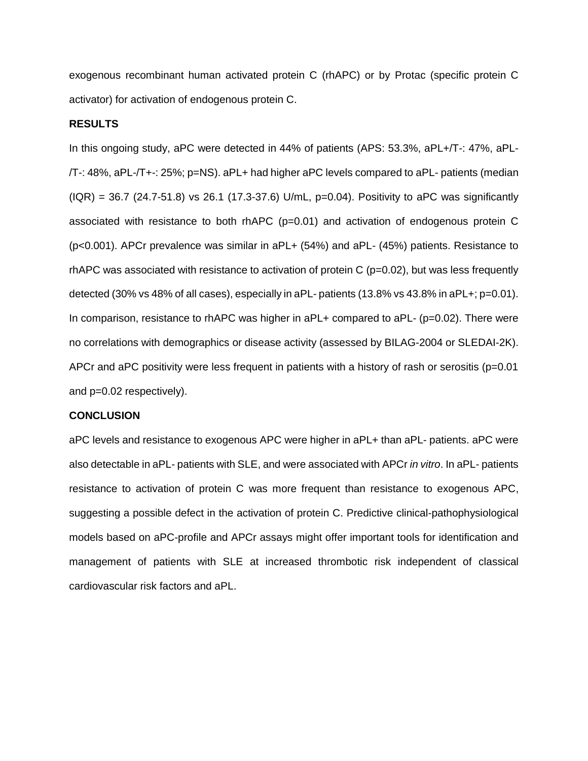exogenous recombinant human activated protein C (rhAPC) or by Protac (specific protein C activator) for activation of endogenous protein C.

**RESULTS**

In this ongoing study, aPC were detected in 44% of patients (APS: 53.3%, aPL+/T-: 47%, aPL-/T-: 48%, aPL-/T+-: 25%; p=NS). aPL+ had higher aPC levels compared to aPL- patients (median (IQR) = 36.7 (24.7-51.8) vs 26.1 (17.3-37.6) U/mL, p=0.04). Positivity to aPC was significantly associated with resistance to both rhAPC (p=0.01) and activation of endogenous protein C (p<0.001). APCr prevalence was similar in aPL+ (54%) and aPL- (45%) patients. Resistance to rhAPC was associated with resistance to activation of protein C (p=0.02), but was less frequently detected (30% vs 48% of all cases), especially in aPL- patients (13.8% vs 43.8% in aPL+; p=0.01). In comparison, resistance to rhAPC was higher in aPL+ compared to aPL- (p=0.02). There were no correlations with demographics or disease activity (assessed by BILAG-2004 or SLEDAI-2K). APCr and aPC positivity were less frequent in patients with a history of rash or serositis (p=0.01 and p=0.02 respectively).

**CONCLUSION**

aPC levels and resistance to exogenous APC were higher in aPL+ than aPL- patients. aPC were also detectable in aPL- patients with SLE, and were associated with APCr *in vitro*. In aPL- patients resistance to activation of protein C was more frequent than resistance to exogenous APC, suggesting a possible defect in the activation of protein C. Predictive clinical-pathophysiological models based on aPC-profile and APCr assays might offer important tools for identification and management of patients with SLE at increased thrombotic risk independent of classical cardiovascular risk factors and aPL.